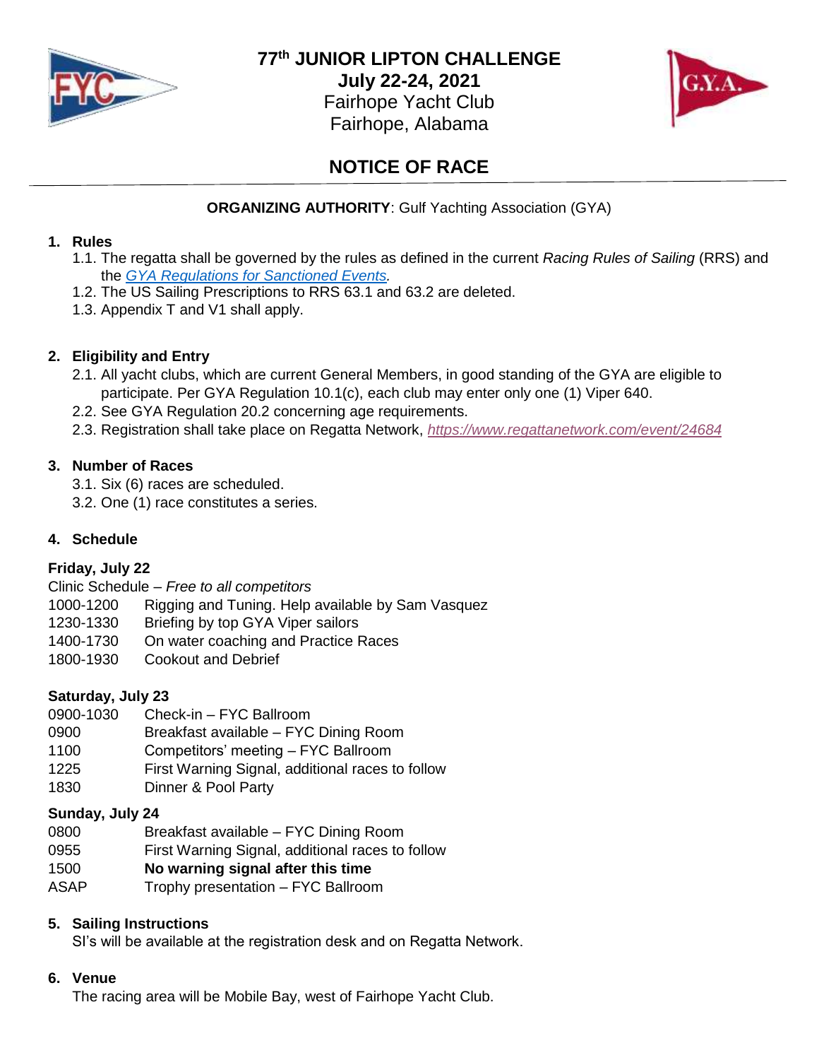# 77th JUNIOR LIPTON CHALLENGE

**July 22-24, 2021**

Fairhope Yacht Club

Fairhope, Alabama

## NOTICE OF RACE

**ORGANIZING AUTHORITY**: Gulf Yachting Association (GYA)

### 1. Rules

1.1. The regatta shall be governed by the rules as defined in the current *Racing Rules of Sailing* (RRS) and the *GYA Regulations for Sanctioned Events.*

1.2. The US Sailing Prescriptions to RRS 63.1 and 63.2 are deleted.

1.3. Appendix T and V1 shall apply.

### 2. Eligibility and Entry

2.1. All yacht clubs, which are current General Members, in good standing of the GYA are eligible to participate. Per GYA Regulation 10.1(c), each club may enter only one (1) Viper 640.

2.2. See GYA Regulation 20.2 concerning age requirements.

2.3. Registration shall take place on Regatta Network, *https://www.regattanetwork.com/event/24684*

### 3. Number of Races

3.1. Six (6) races are scheduled.

3.2. One (1) race constitutes a series.

### 4. Schedule

**Friday, July 22**

Clinic Schedule – *Free to all competitors*

| | |
|---|---|
| 1000-1200 | Rigging and Tuning. Help available by Sam Vasquez |
| 1230-1330 | Briefing by top GYA Viper sailors |
| 1400-1730 | On water coaching and Practice Races |
| 1800-1930 | Cookout and Debrief |

**Saturday, July 23**

| | |
|---|---|
| 0900-1030 | Check-in – FYC Ballroom |
| 0900 | Breakfast available – FYC Dining Room |
| 1100 | Competitors' meeting – FYC Ballroom |
| 1225 | First Warning Signal, additional races to follow |
| 1830 | Dinner & Pool Party |

**Sunday, July 24**

| | |
|---|---|
| 0800 | Breakfast available – FYC Dining Room |
| 0955 | First Warning Signal, additional races to follow |
| 1500 | **No warning signal after this time** |
| ASAP | Trophy presentation – FYC Ballroom |

### 5. Sailing Instructions

SI's will be available at the registration desk and on Regatta Network.

### 6. Venue

The racing area will be Mobile Bay, west of Fairhope Yacht Club.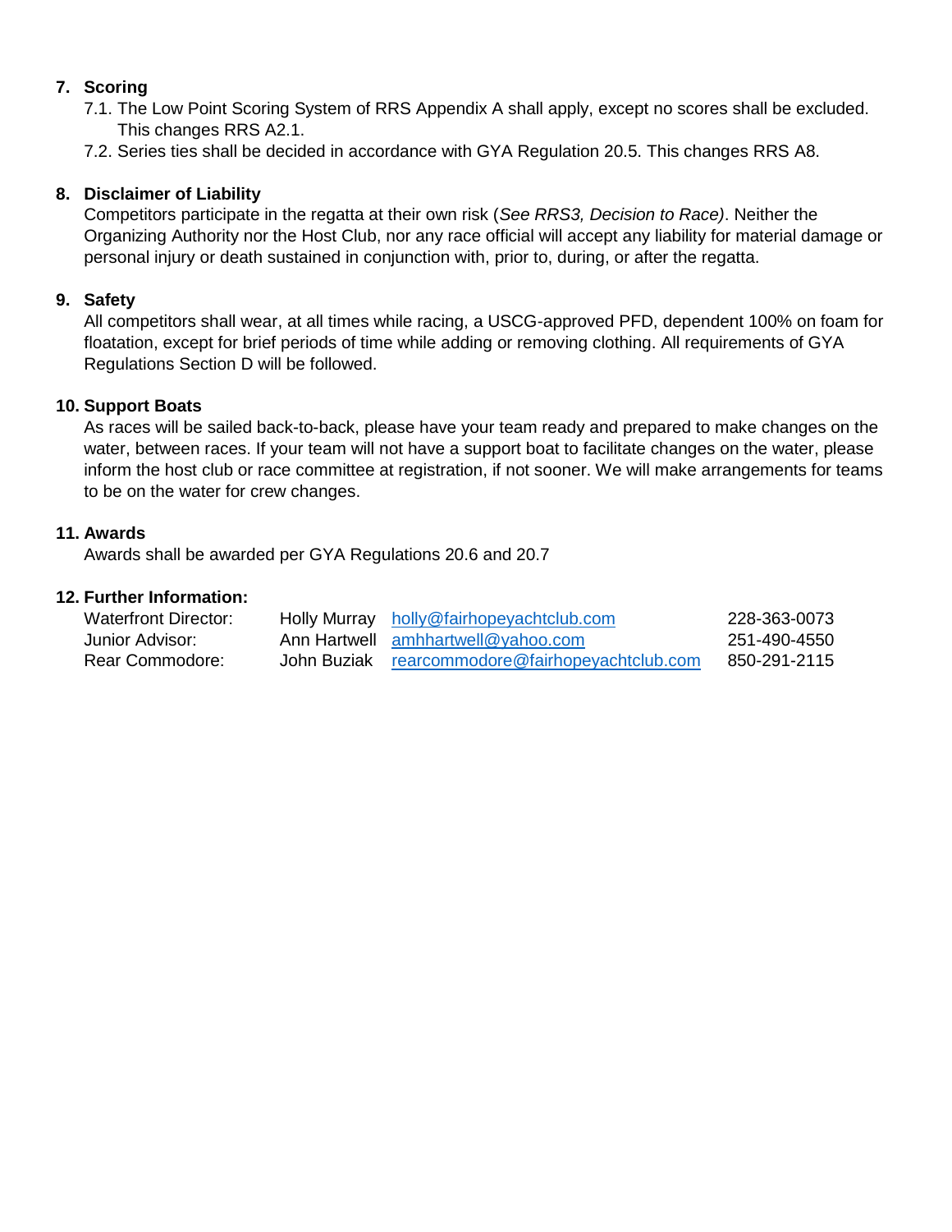## 7. Scoring

7.1. The Low Point Scoring System of RRS Appendix A shall apply, except no scores shall be excluded. This changes RRS A2.1.

7.2. Series ties shall be decided in accordance with GYA Regulation 20.5. This changes RRS A8.

## 8. Disclaimer of Liability

Competitors participate in the regatta at their own risk (*See RRS3, Decision to Race)*. Neither the Organizing Authority nor the Host Club, nor any race official will accept any liability for material damage or personal injury or death sustained in conjunction with, prior to, during, or after the regatta.

## 9. Safety

All competitors shall wear, at all times while racing, a USCG-approved PFD, dependent 100% on foam for floatation, except for brief periods of time while adding or removing clothing. All requirements of GYA Regulations Section D will be followed.

## 10. Support Boats

As races will be sailed back-to-back, please have your team ready and prepared to make changes on the water, between races. If your team will not have a support boat to facilitate changes on the water, please inform the host club or race committee at registration, if not sooner. We will make arrangements for teams to be on the water for crew changes.

## 11. Awards

Awards shall be awarded per GYA Regulations 20.6 and 20.7

## 12. Further Information:

| | | | |
|---|---|---|---|
| Waterfront Director: | Holly Murray | holly@fairhopeyachtclub.com | 228-363-0073 |
| Junior Advisor: | Ann Hartwell | amhhartwell@yahoo.com | 251-490-4550 |
| Rear Commodore: | John Buziak | rearcommodore@fairhopeyachtclub.com | 850-291-2115 |